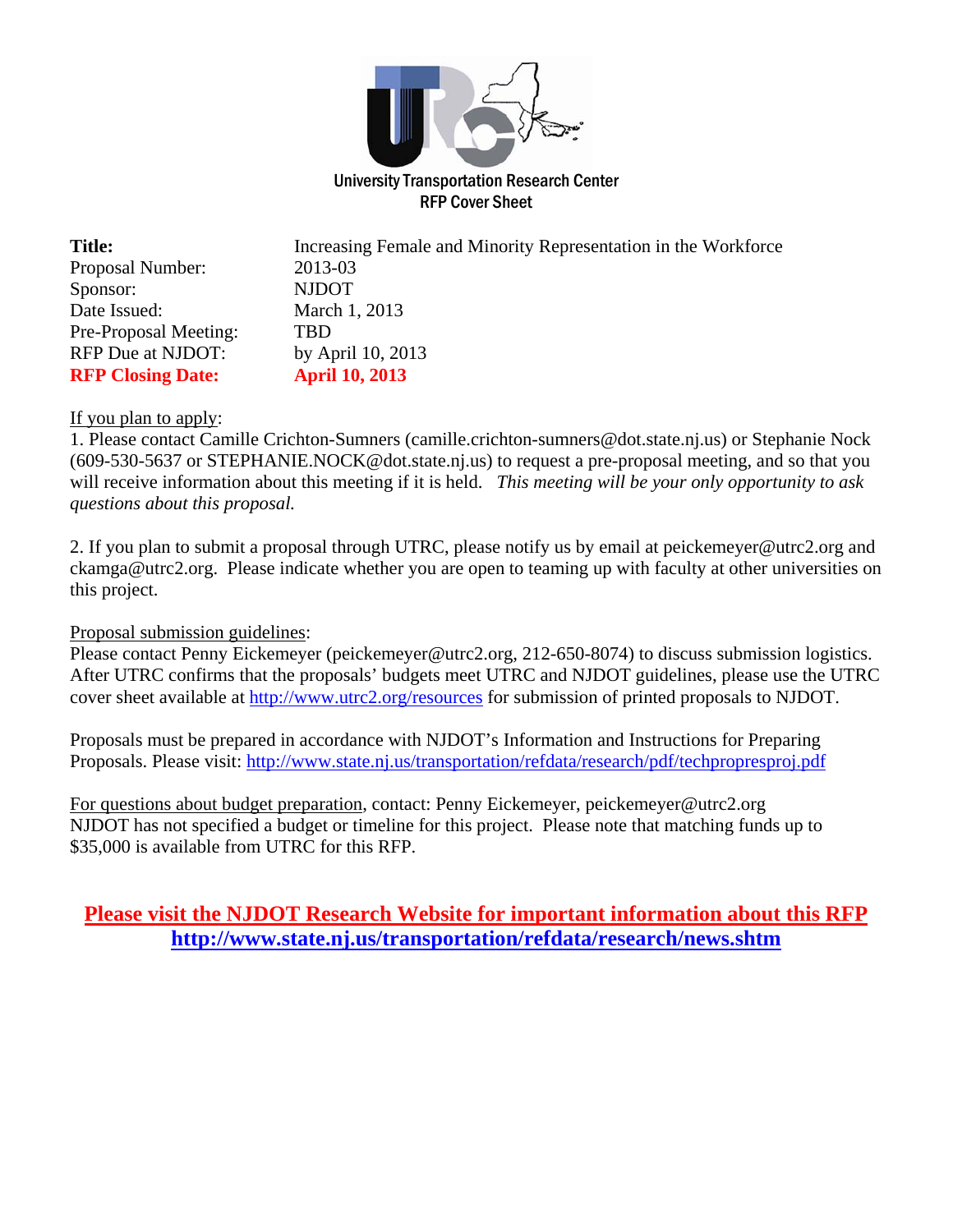University Transportation Research Center
RFP Cover Sheet

| | |
|---|---|
| **Title:** | Increasing Female and Minority Representation in the Workforce |
| Proposal Number: | 2013-03 |
| Sponsor: | NJDOT |
| Date Issued: | March 1, 2013 |
| Pre-Proposal Meeting: | TBD |
| RFP Due at NJDOT: | by April 10, 2013 |
| **RFP Closing Date:** | **April 10, 2013** |

If you plan to apply:

1. Please contact Camille Crichton-Sumners (camille.crichton-sumners@dot.state.nj.us) or Stephanie Nock (609-530-5637 or STEPHANIE.NOCK@dot.state.nj.us) to request a pre-proposal meeting, and so that you will receive information about this meeting if it is held. *This meeting will be your only opportunity to ask questions about this proposal.*

2. If you plan to submit a proposal through UTRC, please notify us by email at peickemeyer@utrc2.org and ckamga@utrc2.org. Please indicate whether you are open to teaming up with faculty at other universities on this project.

Proposal submission guidelines:

Please contact Penny Eickemeyer (peickemeyer@utrc2.org, 212-650-8074) to discuss submission logistics. After UTRC confirms that the proposals' budgets meet UTRC and NJDOT guidelines, please use the UTRC cover sheet available at http://www.utrc2.org/resources for submission of printed proposals to NJDOT.

Proposals must be prepared in accordance with NJDOT's Information and Instructions for Preparing Proposals. Please visit: http://www.state.nj.us/transportation/refdata/research/pdf/techpropresproj.pdf

For questions about budget preparation, contact: Penny Eickemeyer, peickemeyer@utrc2.org
NJDOT has not specified a budget or timeline for this project. Please note that matching funds up to $35,000 is available from UTRC for this RFP.

**Please visit the NJDOT Research Website for important information about this RFP**
**http://www.state.nj.us/transportation/refdata/research/news.shtm**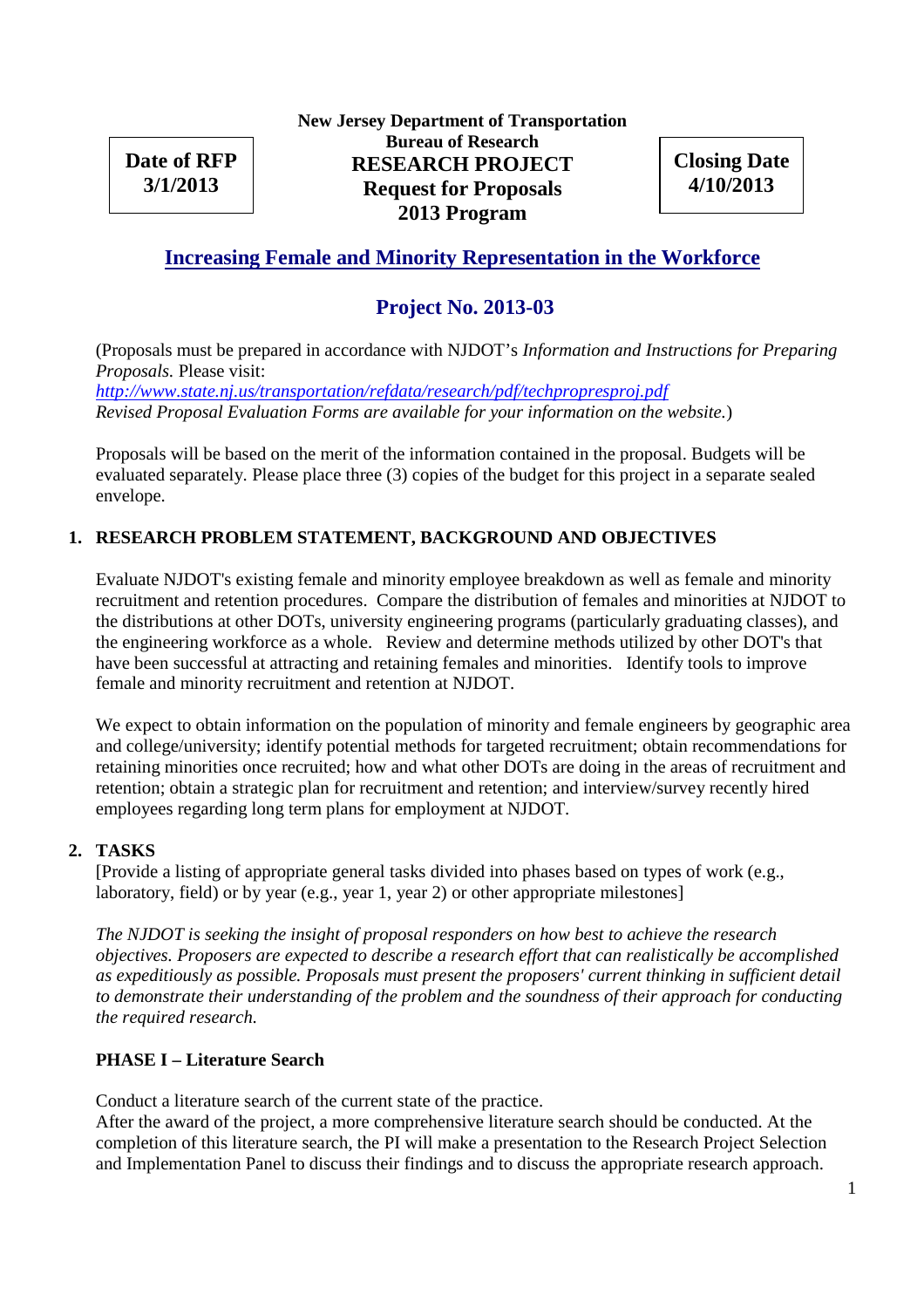**New Jersey Department of Transportation**
**Bureau of Research**
**RESEARCH PROJECT**
**Request for Proposals**
**2013 Program**

**Date of RFP**
**3/1/2013**

**Closing Date**
**4/10/2013**

# Increasing Female and Minority Representation in the Workforce

## Project No. 2013-03

(Proposals must be prepared in accordance with NJDOT's *Information and Instructions for Preparing Proposals.* Please visit:
*http://www.state.nj.us/transportation/refdata/research/pdf/techpropresproj.pdf*
*Revised Proposal Evaluation Forms are available for your information on the website.*)

Proposals will be based on the merit of the information contained in the proposal. Budgets will be evaluated separately. Please place three (3) copies of the budget for this project in a separate sealed envelope.

### 1. RESEARCH PROBLEM STATEMENT, BACKGROUND AND OBJECTIVES

Evaluate NJDOT's existing female and minority employee breakdown as well as female and minority recruitment and retention procedures. Compare the distribution of females and minorities at NJDOT to the distributions at other DOTs, university engineering programs (particularly graduating classes), and the engineering workforce as a whole. Review and determine methods utilized by other DOT's that have been successful at attracting and retaining females and minorities. Identify tools to improve female and minority recruitment and retention at NJDOT.

We expect to obtain information on the population of minority and female engineers by geographic area and college/university; identify potential methods for targeted recruitment; obtain recommendations for retaining minorities once recruited; how and what other DOTs are doing in the areas of recruitment and retention; obtain a strategic plan for recruitment and retention; and interview/survey recently hired employees regarding long term plans for employment at NJDOT.

### 2. TASKS

[Provide a listing of appropriate general tasks divided into phases based on types of work (e.g., laboratory, field) or by year (e.g., year 1, year 2) or other appropriate milestones]

*The NJDOT is seeking the insight of proposal responders on how best to achieve the research objectives. Proposers are expected to describe a research effort that can realistically be accomplished as expeditiously as possible. Proposals must present the proposers' current thinking in sufficient detail to demonstrate their understanding of the problem and the soundness of their approach for conducting the required research.*

**PHASE I – Literature Search**

Conduct a literature search of the current state of the practice.
After the award of the project, a more comprehensive literature search should be conducted. At the completion of this literature search, the PI will make a presentation to the Research Project Selection and Implementation Panel to discuss their findings and to discuss the appropriate research approach.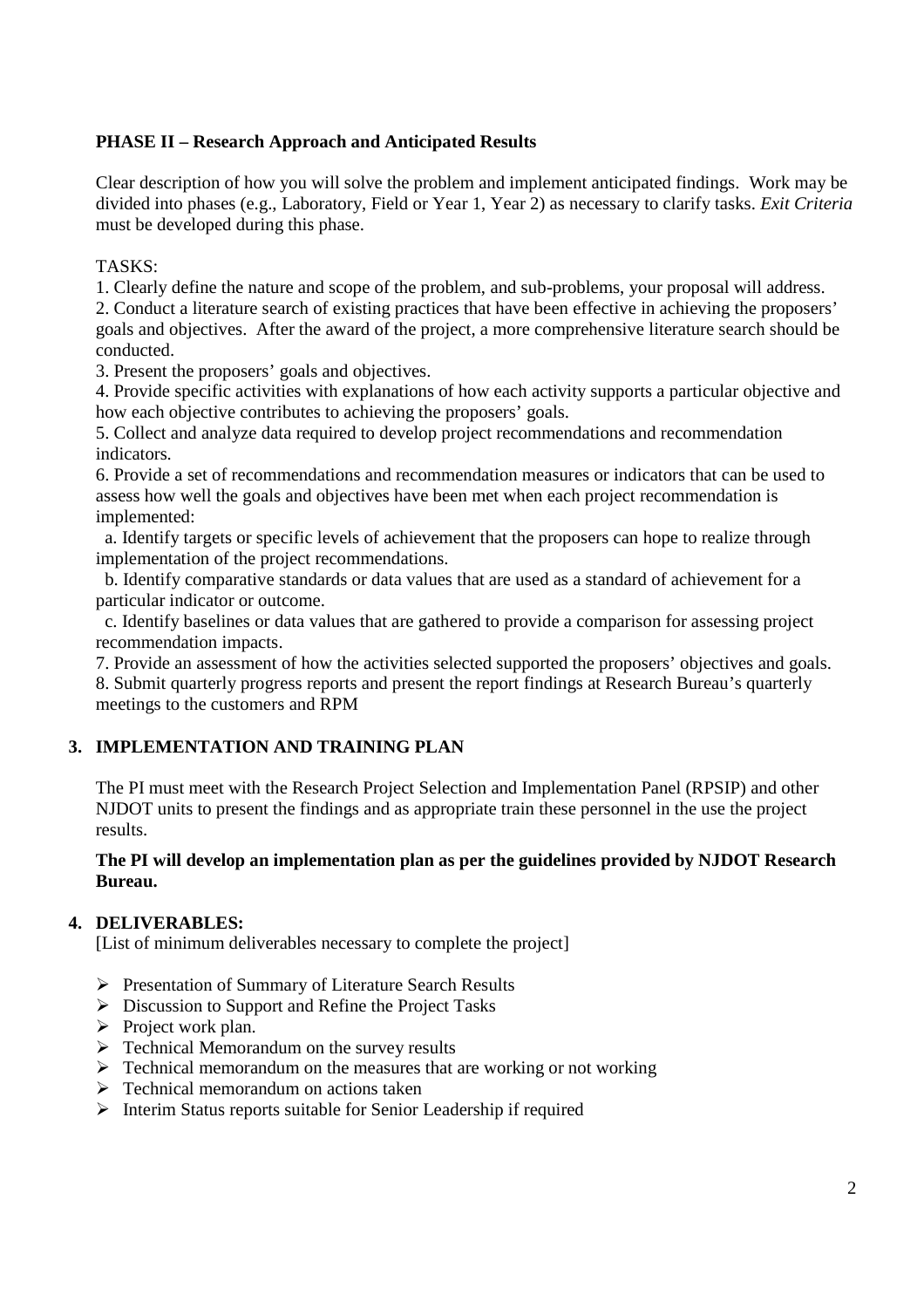**PHASE II – Research Approach and Anticipated Results**

Clear description of how you will solve the problem and implement anticipated findings. Work may be divided into phases (e.g., Laboratory, Field or Year 1, Year 2) as necessary to clarify tasks. *Exit Criteria* must be developed during this phase.

TASKS:

1. Clearly define the nature and scope of the problem, and sub-problems, your proposal will address.
2. Conduct a literature search of existing practices that have been effective in achieving the proposers' goals and objectives. After the award of the project, a more comprehensive literature search should be conducted.
3. Present the proposers' goals and objectives.
4. Provide specific activities with explanations of how each activity supports a particular objective and how each objective contributes to achieving the proposers' goals.
5. Collect and analyze data required to develop project recommendations and recommendation indicators.
6. Provide a set of recommendations and recommendation measures or indicators that can be used to assess how well the goals and objectives have been met when each project recommendation is implemented:
   a. Identify targets or specific levels of achievement that the proposers can hope to realize through implementation of the project recommendations.
   b. Identify comparative standards or data values that are used as a standard of achievement for a particular indicator or outcome.
   c. Identify baselines or data values that are gathered to provide a comparison for assessing project recommendation impacts.
7. Provide an assessment of how the activities selected supported the proposers' objectives and goals.
8. Submit quarterly progress reports and present the report findings at Research Bureau's quarterly meetings to the customers and RPM

## 3. IMPLEMENTATION AND TRAINING PLAN

The PI must meet with the Research Project Selection and Implementation Panel (RPSIP) and other NJDOT units to present the findings and as appropriate train these personnel in the use the project results.

**The PI will develop an implementation plan as per the guidelines provided by NJDOT Research Bureau.**

## 4. DELIVERABLES:

[List of minimum deliverables necessary to complete the project]

- Presentation of Summary of Literature Search Results
- Discussion to Support and Refine the Project Tasks
- Project work plan.
- Technical Memorandum on the survey results
- Technical memorandum on the measures that are working or not working
- Technical memorandum on actions taken
- Interim Status reports suitable for Senior Leadership if required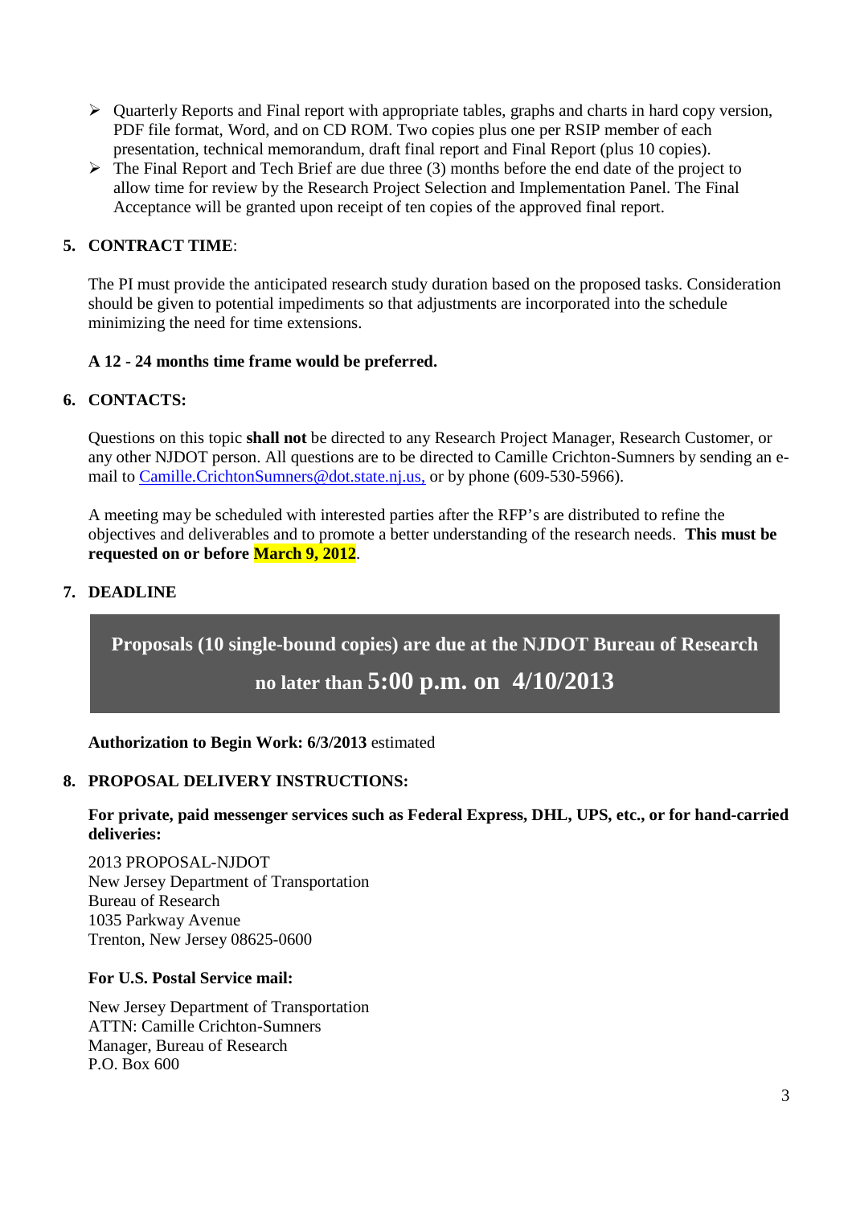- Quarterly Reports and Final report with appropriate tables, graphs and charts in hard copy version, PDF file format, Word, and on CD ROM. Two copies plus one per RSIP member of each presentation, technical memorandum, draft final report and Final Report (plus 10 copies).
- The Final Report and Tech Brief are due three (3) months before the end date of the project to allow time for review by the Research Project Selection and Implementation Panel. The Final Acceptance will be granted upon receipt of ten copies of the approved final report.

**5. CONTRACT TIME**:

The PI must provide the anticipated research study duration based on the proposed tasks. Consideration should be given to potential impediments so that adjustments are incorporated into the schedule minimizing the need for time extensions.

**A 12 - 24 months time frame would be preferred.**

**6. CONTACTS:**

Questions on this topic **shall not** be directed to any Research Project Manager, Research Customer, or any other NJDOT person. All questions are to be directed to Camille Crichton-Sumners by sending an e-mail to [Camille.CrichtonSumners@dot.state.nj.us,](mailto:Camille.CrichtonSumners@dot.state.nj.us) or by phone (609-530-5966).

A meeting may be scheduled with interested parties after the RFP's are distributed to refine the objectives and deliverables and to promote a better understanding of the research needs. **This must be requested on or before March 9, 2012**.

**7. DEADLINE**

**Proposals (10 single-bound copies) are due at the NJDOT Bureau of Research no later than 5:00 p.m. on 4/10/2013**

**Authorization to Begin Work: 6/3/2013** estimated

**8. PROPOSAL DELIVERY INSTRUCTIONS:**

**For private, paid messenger services such as Federal Express, DHL, UPS, etc., or for hand-carried deliveries:**

2013 PROPOSAL-NJDOT
New Jersey Department of Transportation
Bureau of Research
1035 Parkway Avenue
Trenton, New Jersey 08625-0600

**For U.S. Postal Service mail:**

New Jersey Department of Transportation
ATTN: Camille Crichton-Sumners
Manager, Bureau of Research
P.O. Box 600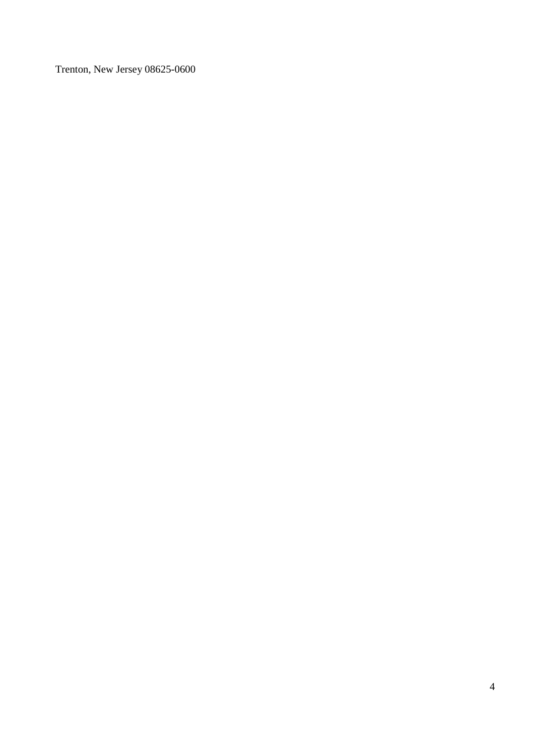Trenton, New Jersey 08625-0600